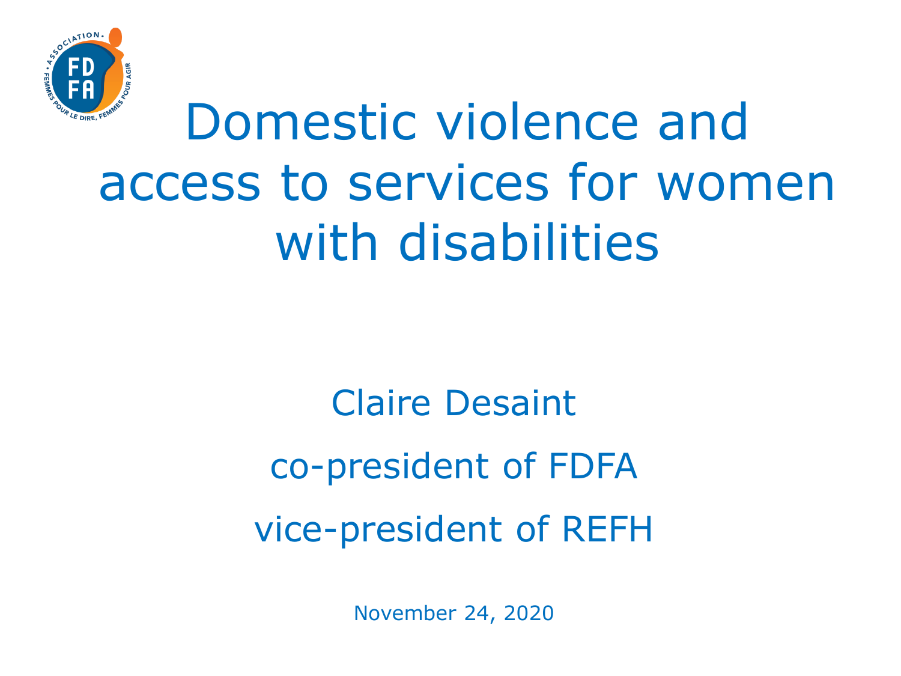# Domestic violence and access to services for women with disabilities

Claire Desaint

co-president of FDFA

vice-president of REFH

November 24, 2020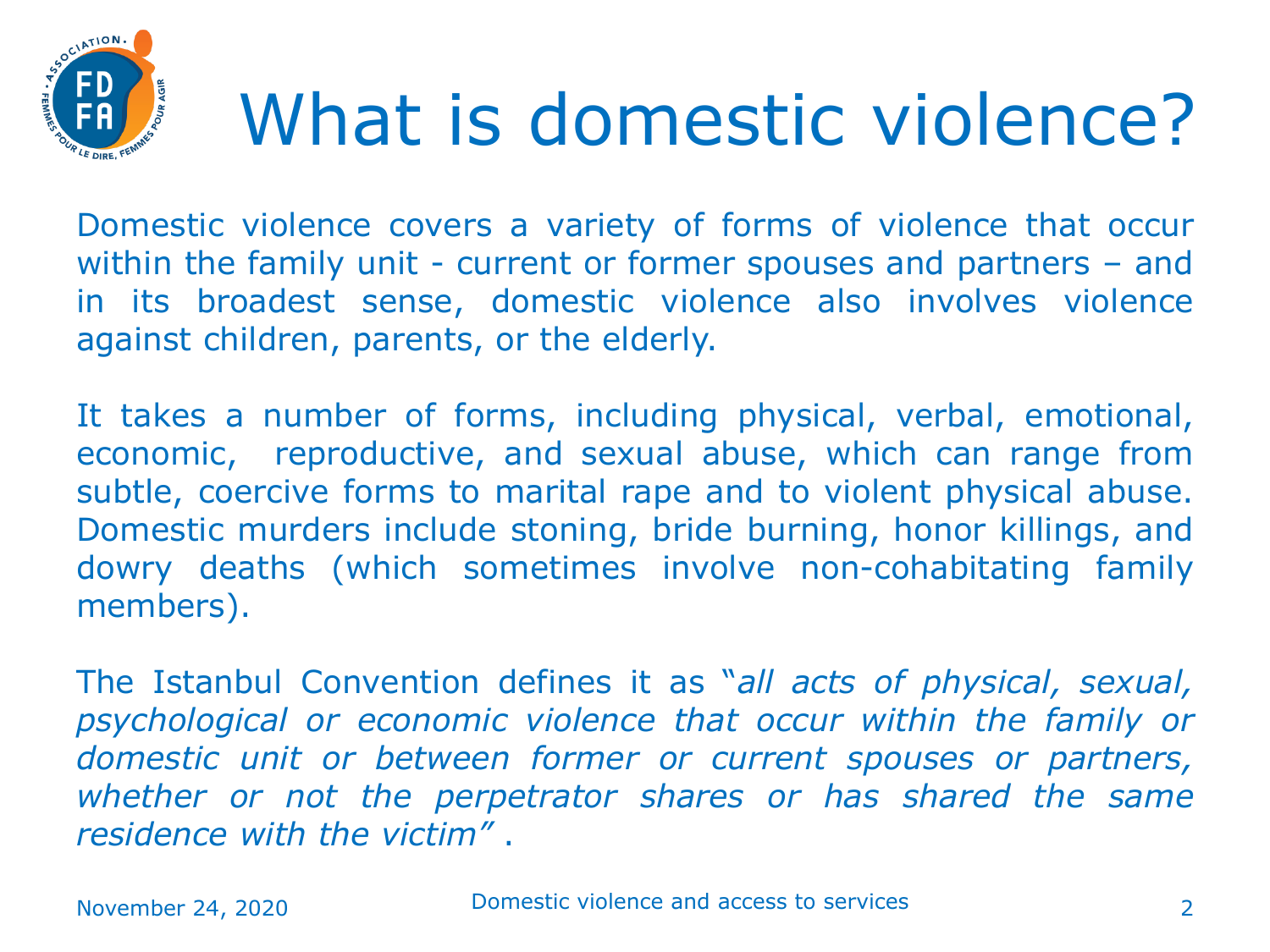# What is domestic violence?

Domestic violence covers a variety of forms of violence that occur within the family unit - current or former spouses and partners – and in its broadest sense, domestic violence also involves violence against children, parents, or the elderly.

It takes a number of forms, including physical, verbal, emotional, economic, reproductive, and sexual abuse, which can range from subtle, coercive forms to marital rape and to violent physical abuse. Domestic murders include stoning, bride burning, honor killings, and dowry deaths (which sometimes involve non-cohabitating family members).

The Istanbul Convention defines it as "*all acts of physical, sexual, psychological or economic violence that occur within the family or domestic unit or between former or current spouses or partners, whether or not the perpetrator shares or has shared the same residence with the victim*" .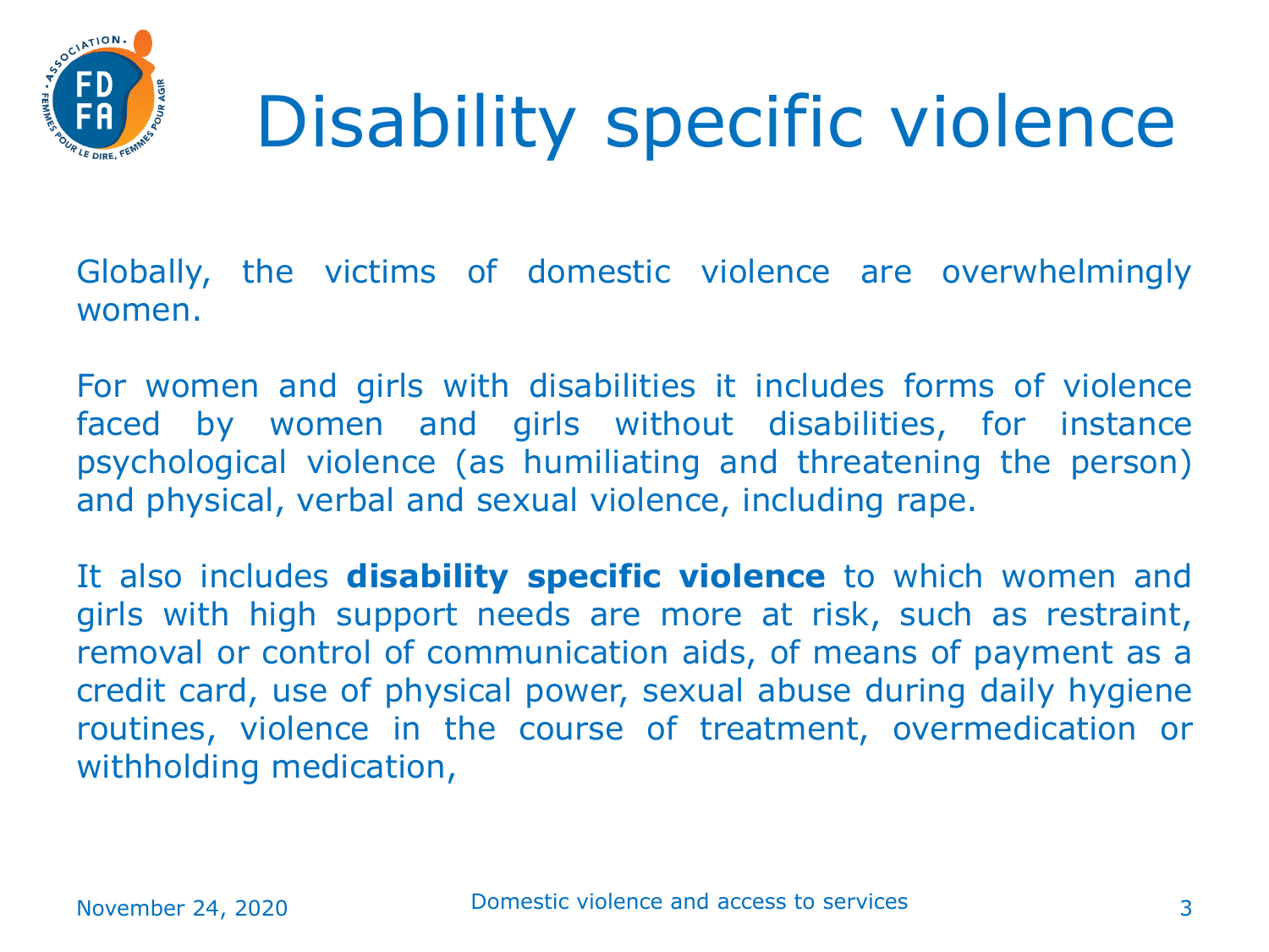# Disability specific violence

Globally, the victims of domestic violence are overwhelmingly women.

For women and girls with disabilities it includes forms of violence faced by women and girls without disabilities, for instance psychological violence (as humiliating and threatening the person) and physical, verbal and sexual violence, including rape.

It also includes **disability specific violence** to which women and girls with high support needs are more at risk, such as restraint, removal or control of communication aids, of means of payment as a credit card, use of physical power, sexual abuse during daily hygiene routines, violence in the course of treatment, overmedication or withholding medication,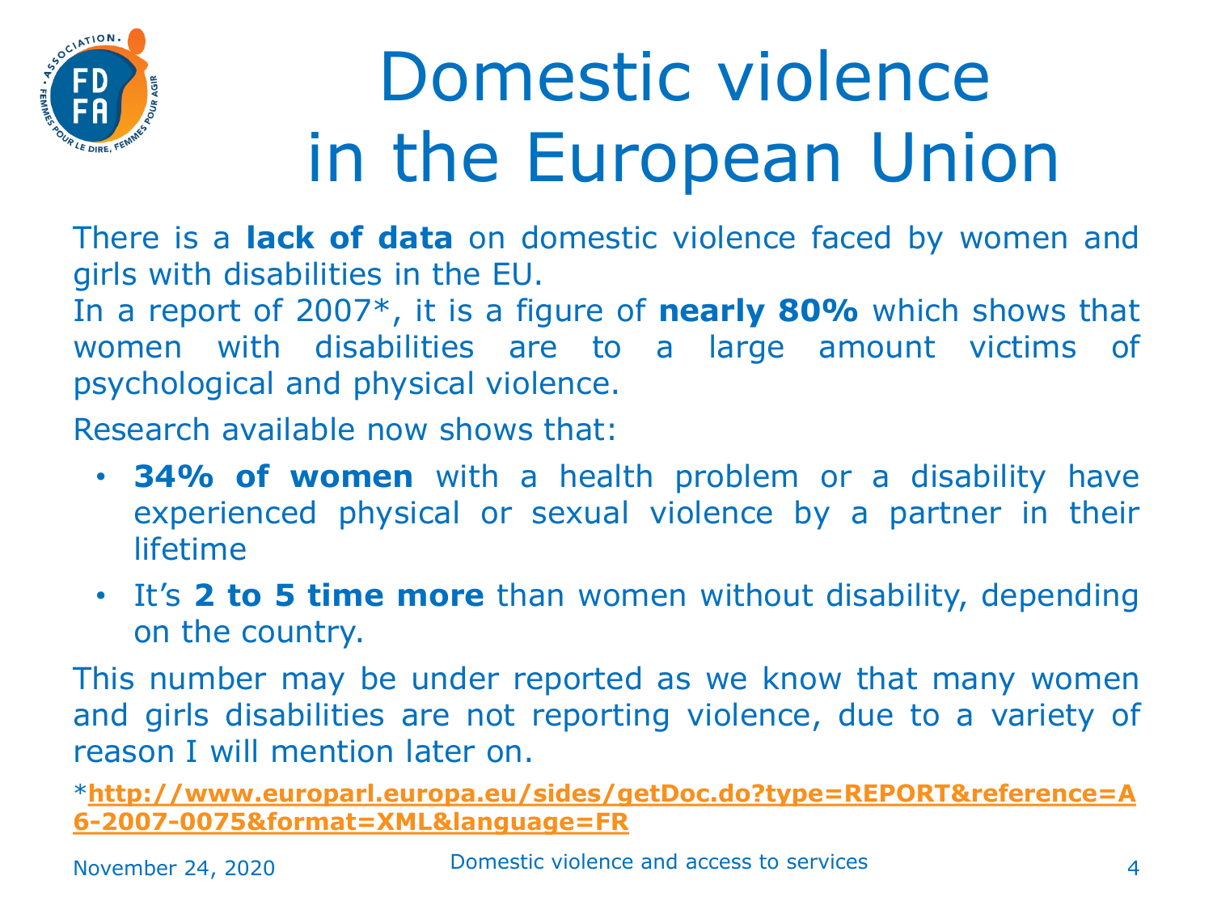# Domestic violence in the European Union

There is a **lack of data** on domestic violence faced by women and girls with disabilities in the EU.
In a report of 2007*, it is a figure of **nearly 80%** which shows that women with disabilities are to a large amount victims of psychological and physical violence.

Research available now shows that:

- **34% of women** with a health problem or a disability have experienced physical or sexual violence by a partner in their lifetime
- It's **2 to 5 time more** than women without disability, depending on the country.

This number may be under reported as we know that many women and girls disabilities are not reporting violence, due to a variety of reason I will mention later on.

*[**http://www.europarl.europa.eu/sides/getDoc.do?type=REPORT&reference=A6-2007-0075&format=XML&language=FR**](http://www.europarl.europa.eu/sides/getDoc.do?type=REPORT&reference=A6-2007-0075&format=XML&language=FR)

November 24, 2020

Domestic violence and access to services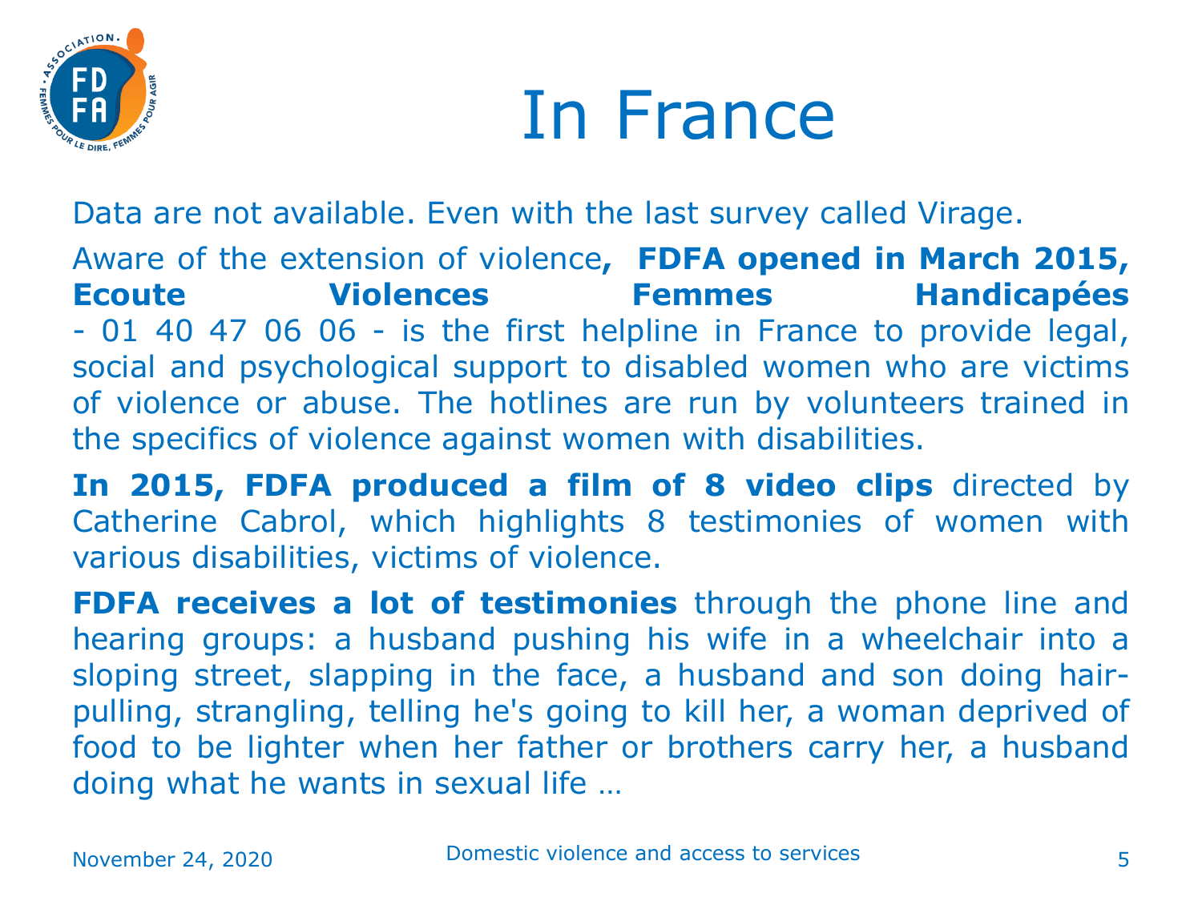# In France

Data are not available. Even with the last survey called Virage.

Aware of the extension of violence**, FDFA opened in March 2015, Ecoute Violences Femmes Handicapées** - 01 40 47 06 06 - is the first helpline in France to provide legal, social and psychological support to disabled women who are victims of violence or abuse. The hotlines are run by volunteers trained in the specifics of violence against women with disabilities.

**In 2015, FDFA produced a film of 8 video clips** directed by Catherine Cabrol, which highlights 8 testimonies of women with various disabilities, victims of violence.

**FDFA receives a lot of testimonies** through the phone line and hearing groups: a husband pushing his wife in a wheelchair into a sloping street, slapping in the face, a husband and son doing hair-pulling, strangling, telling he's going to kill her, a woman deprived of food to be lighter when her father or brothers carry her, a husband doing what he wants in sexual life …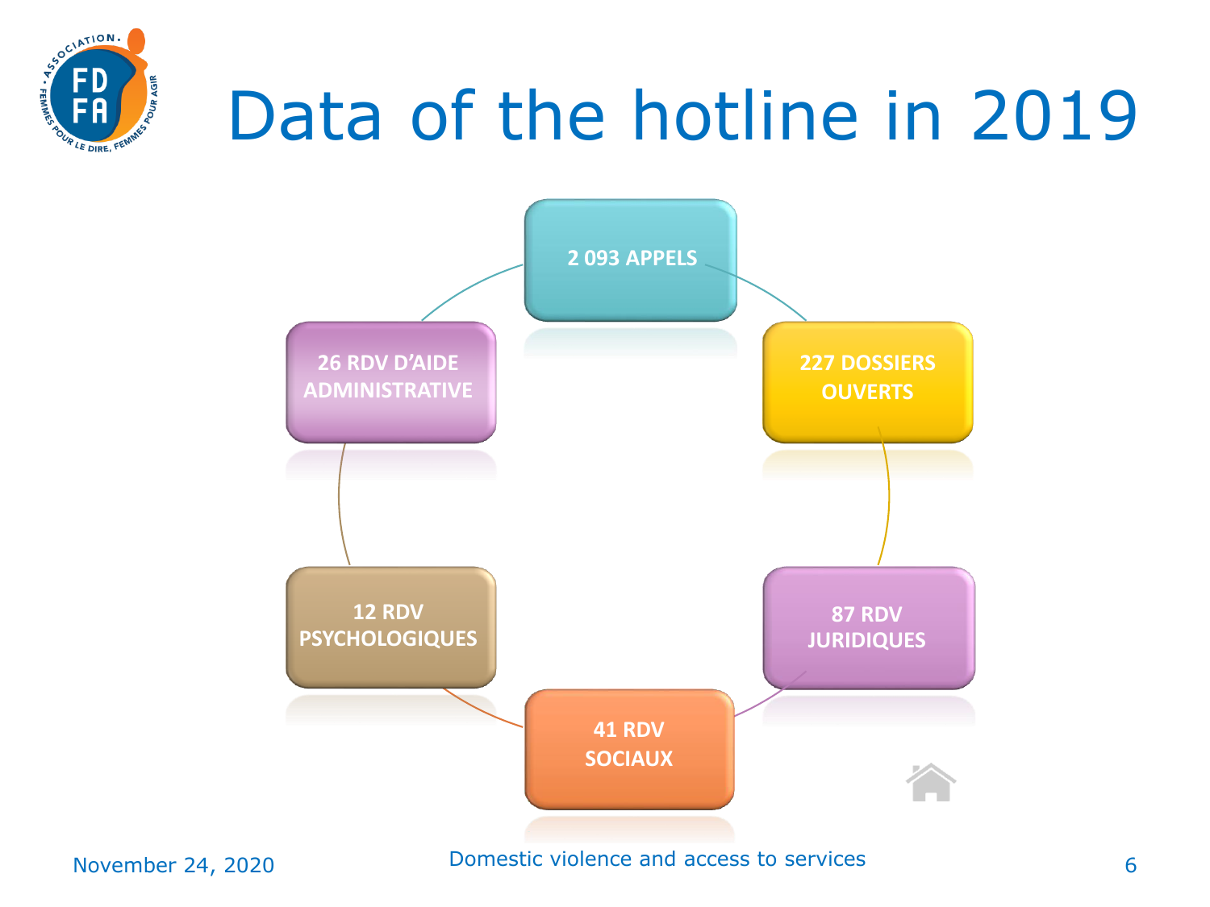# Data of the hotline in 2019

- 2 093 APPELS
- 227 DOSSIERS OUVERTS
- 87 RDV JURIDIQUES
- 41 RDV SOCIAUX
- 12 RDV PSYCHOLOGIQUES
- 26 RDV D'AIDE ADMINISTRATIVE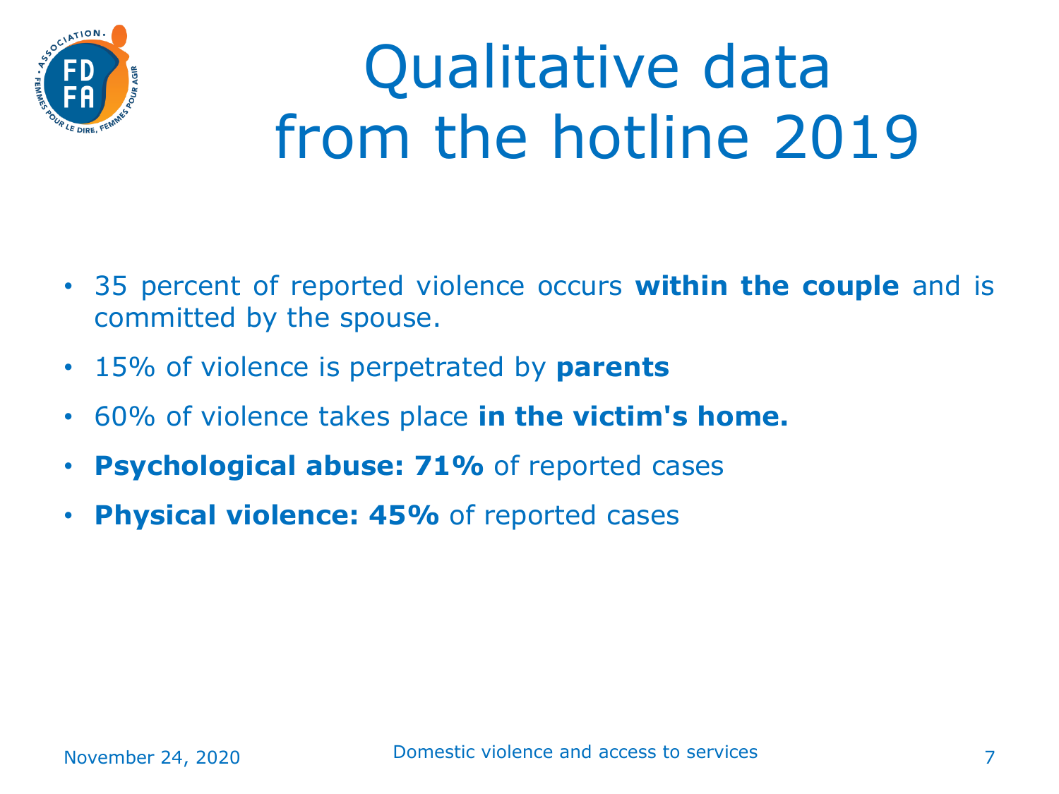# Qualitative data from the hotline 2019

- 35 percent of reported violence occurs **within the couple** and is committed by the spouse.
- 15% of violence is perpetrated by **parents**
- 60% of violence takes place **in the victim's home.**
- **Psychological abuse: 71%** of reported cases
- **Physical violence: 45%** of reported cases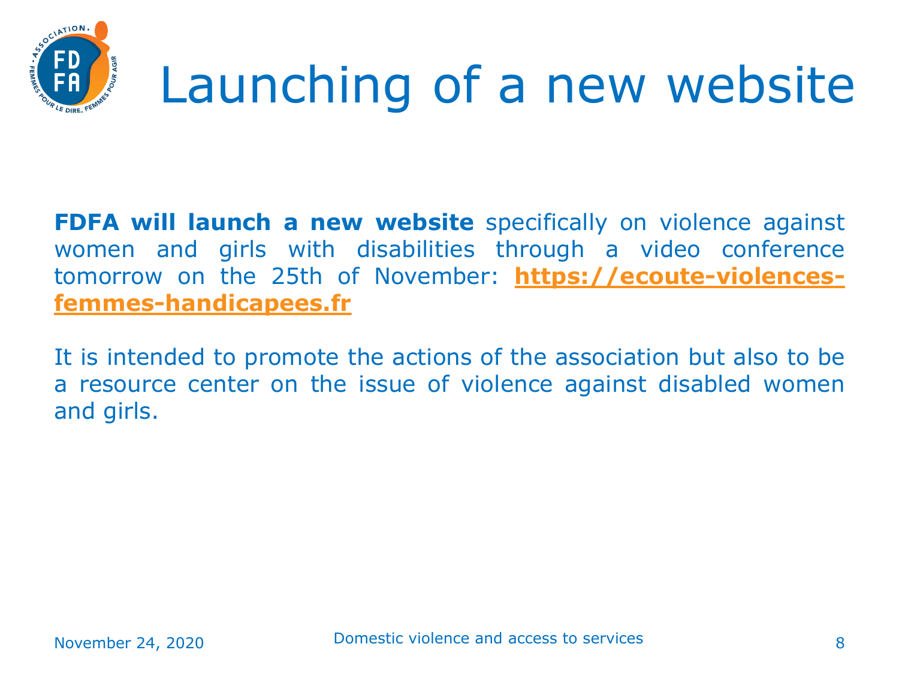# Launching of a new website

**FDFA will launch a new website** specifically on violence against women and girls with disabilities through a video conference tomorrow on the 25th of November: **https://ecoute-violences-femmes-handicapees.fr**

It is intended to promote the actions of the association but also to be a resource center on the issue of violence against disabled women and girls.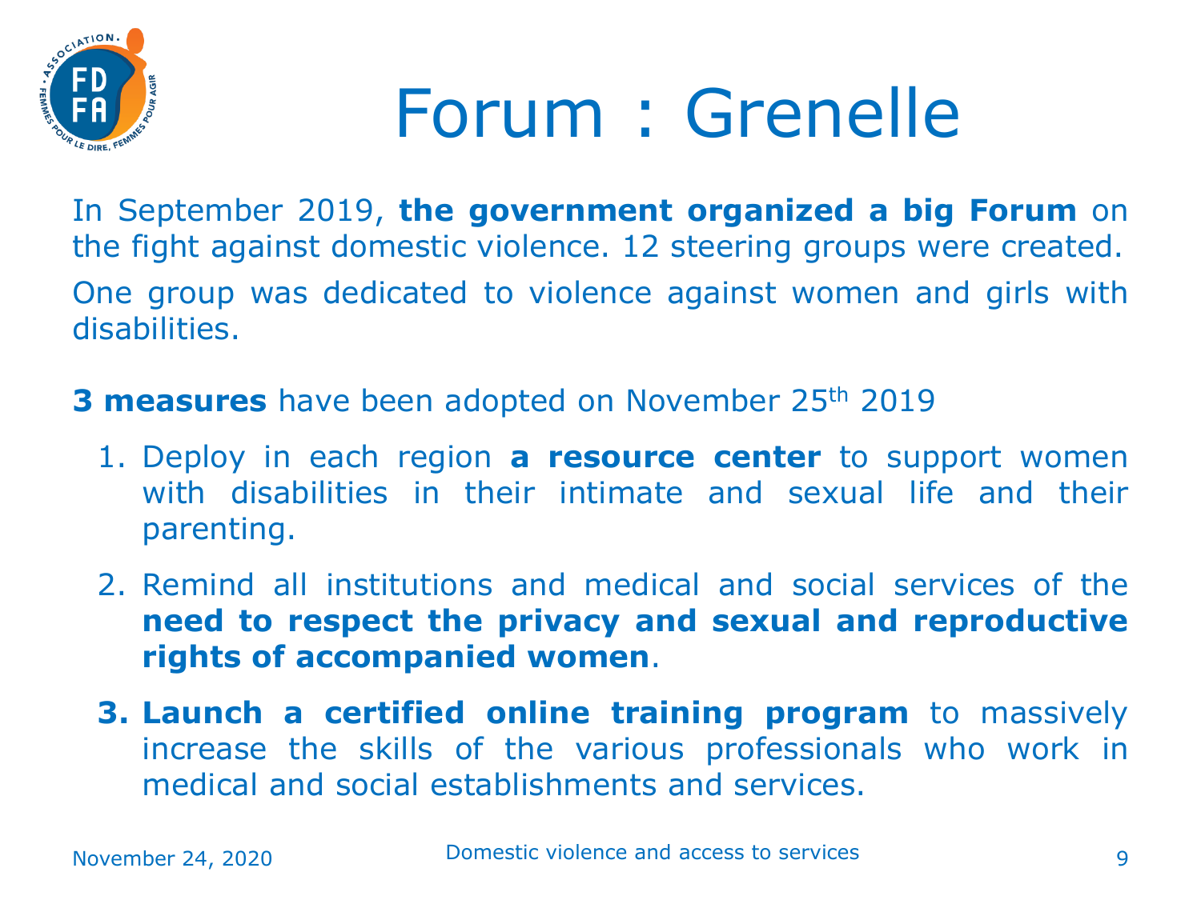# Forum : Grenelle

In September 2019, **the government organized a big Forum** on the fight against domestic violence. 12 steering groups were created.

One group was dedicated to violence against women and girls with disabilities.

**3 measures** have been adopted on November 25th 2019

1. Deploy in each region **a resource center** to support women with disabilities in their intimate and sexual life and their parenting.
2. Remind all institutions and medical and social services of the **need to respect the privacy and sexual and reproductive rights of accompanied women**.
3. **Launch a certified online training program** to massively increase the skills of the various professionals who work in medical and social establishments and services.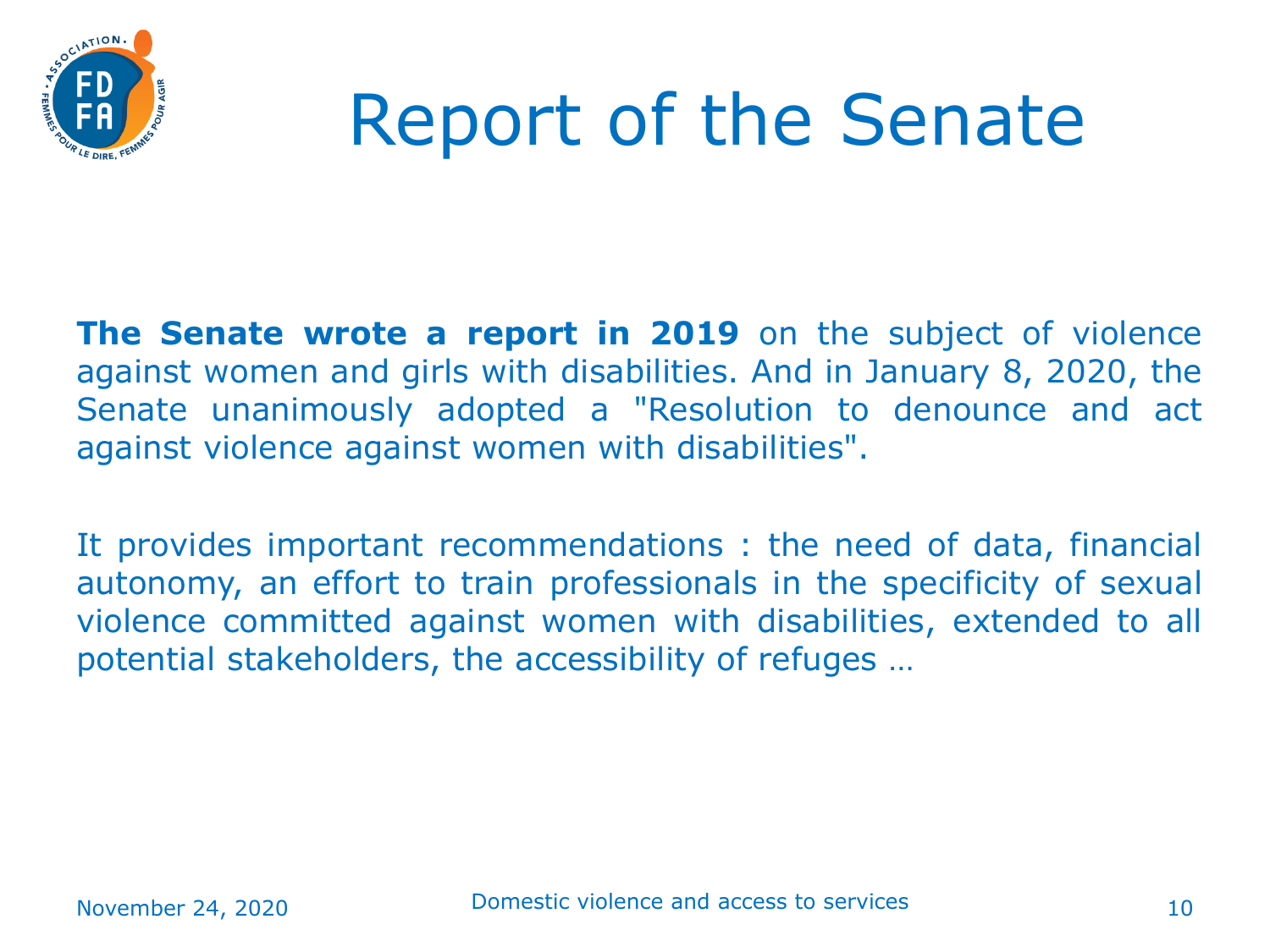# Report of the Senate

**The Senate wrote a report in 2019** on the subject of violence against women and girls with disabilities. And in January 8, 2020, the Senate unanimously adopted a "Resolution to denounce and act against violence against women with disabilities".

It provides important recommendations : the need of data, financial autonomy, an effort to train professionals in the specificity of sexual violence committed against women with disabilities, extended to all potential stakeholders, the accessibility of refuges …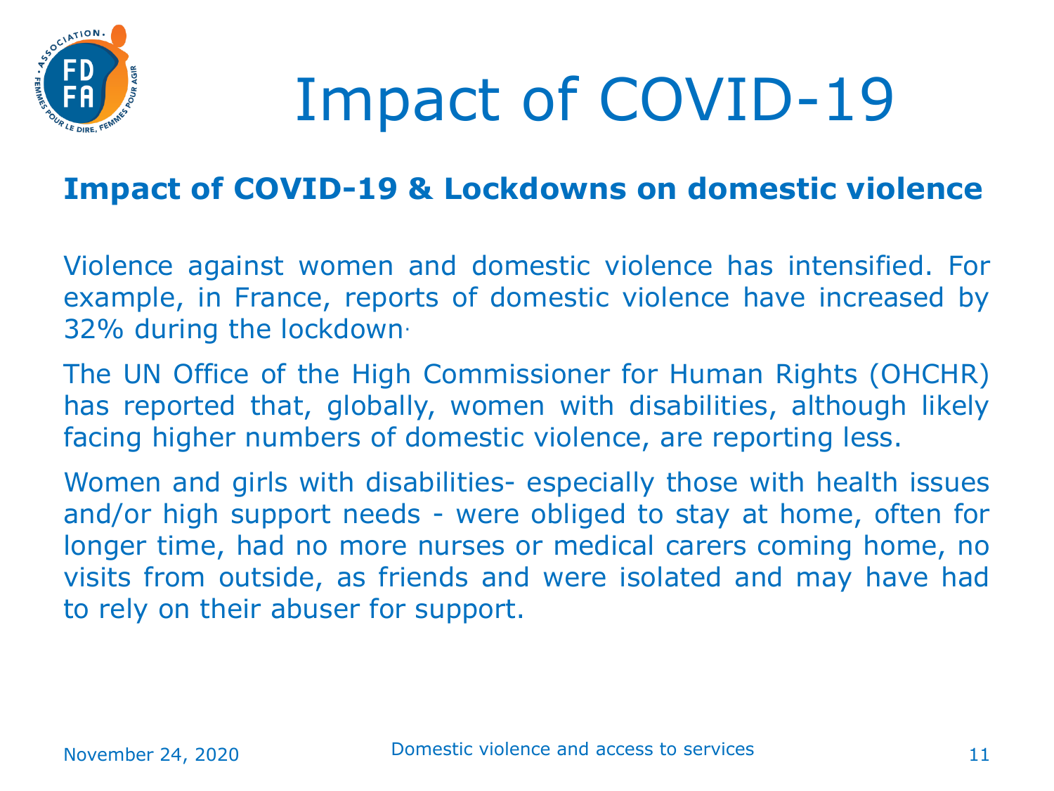# Impact of COVID-19

## Impact of COVID-19 & Lockdowns on domestic violence

Violence against women and domestic violence has intensified. For example, in France, reports of domestic violence have increased by 32% during the lockdown.

The UN Office of the High Commissioner for Human Rights (OHCHR) has reported that, globally, women with disabilities, although likely facing higher numbers of domestic violence, are reporting less.

Women and girls with disabilities- especially those with health issues and/or high support needs - were obliged to stay at home, often for longer time, had no more nurses or medical carers coming home, no visits from outside, as friends and were isolated and may have had to rely on their abuser for support.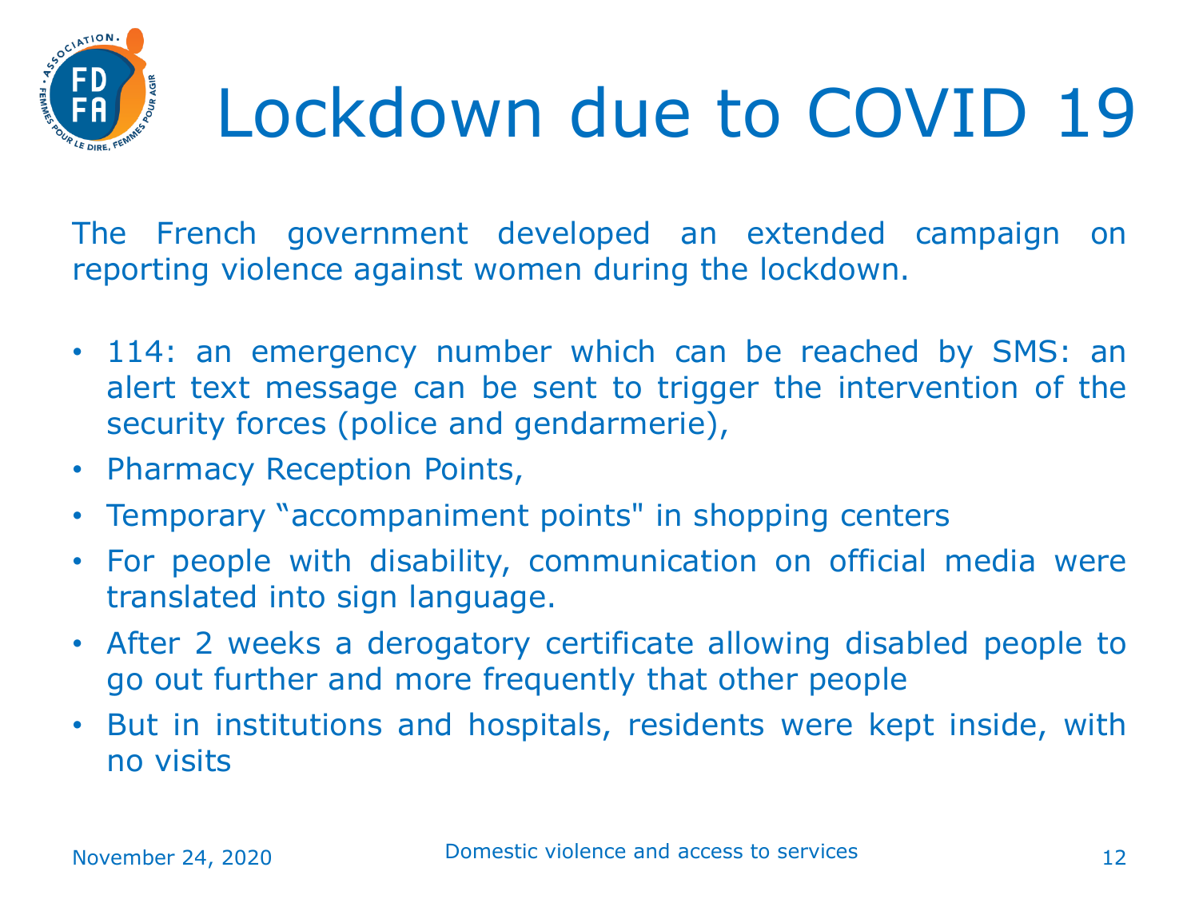# Lockdown due to COVID 19

The French government developed an extended campaign on reporting violence against women during the lockdown.

- 114: an emergency number which can be reached by SMS: an alert text message can be sent to trigger the intervention of the security forces (police and gendarmerie),
- Pharmacy Reception Points,
- Temporary “accompaniment points" in shopping centers
- For people with disability, communication on official media were translated into sign language.
- After 2 weeks a derogatory certificate allowing disabled people to go out further and more frequently that other people
- But in institutions and hospitals, residents were kept inside, with no visits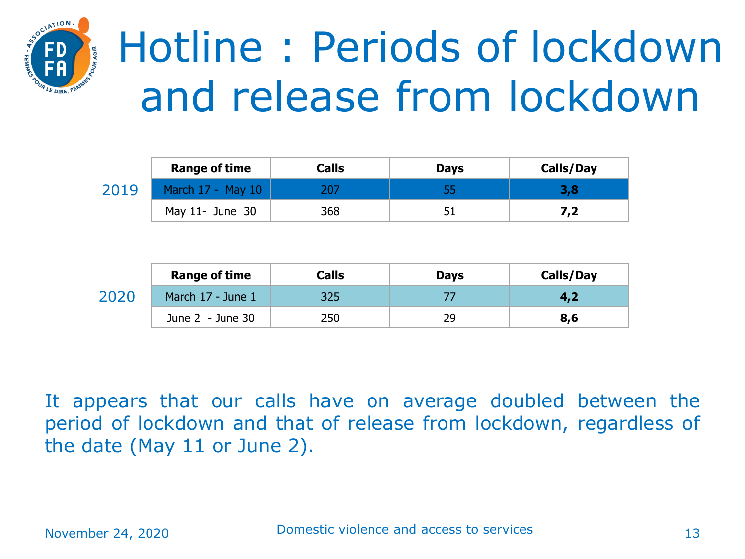# Hotline : Periods of lockdown and release from lockdown

**2019**

| Range of time | Calls | Days | Calls/Day |
|---|---|---|---|
| March 17 - May 10 | 207 | 55 | **3,8** |
| May 11- June 30 | 368 | 51 | **7,2** |

**2020**

| Range of time | Calls | Days | Calls/Day |
|---|---|---|---|
| March 17 - June 1 | 325 | 77 | **4,2** |
| June 2 - June 30 | 250 | 29 | **8,6** |

It appears that our calls have on average doubled between the period of lockdown and that of release from lockdown, regardless of the date (May 11 or June 2).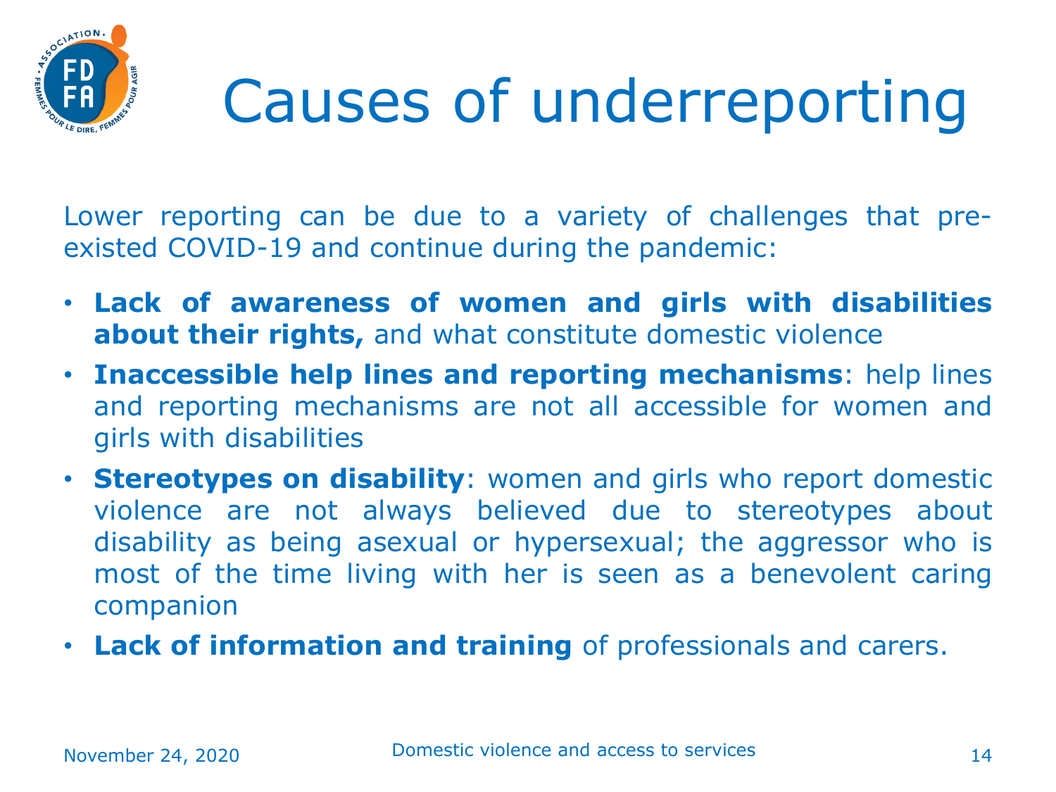# Causes of underreporting

Lower reporting can be due to a variety of challenges that pre-existed COVID-19 and continue during the pandemic:

- **Lack of awareness of women and girls with disabilities about their rights,** and what constitute domestic violence
- **Inaccessible help lines and reporting mechanisms**: help lines and reporting mechanisms are not all accessible for women and girls with disabilities
- **Stereotypes on disability**: women and girls who report domestic violence are not always believed due to stereotypes about disability as being asexual or hypersexual; the aggressor who is most of the time living with her is seen as a benevolent caring companion
- **Lack of information and training** of professionals and carers.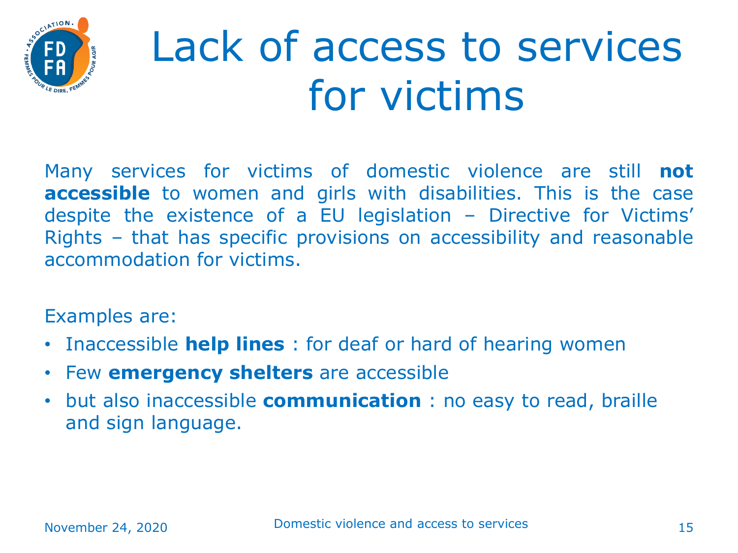# Lack of access to services for victims

Many services for victims of domestic violence are still **not accessible** to women and girls with disabilities. This is the case despite the existence of a EU legislation – Directive for Victims' Rights – that has specific provisions on accessibility and reasonable accommodation for victims.

Examples are:

- Inaccessible **help lines** : for deaf or hard of hearing women
- Few **emergency shelters** are accessible
- but also inaccessible **communication** : no easy to read, braille and sign language.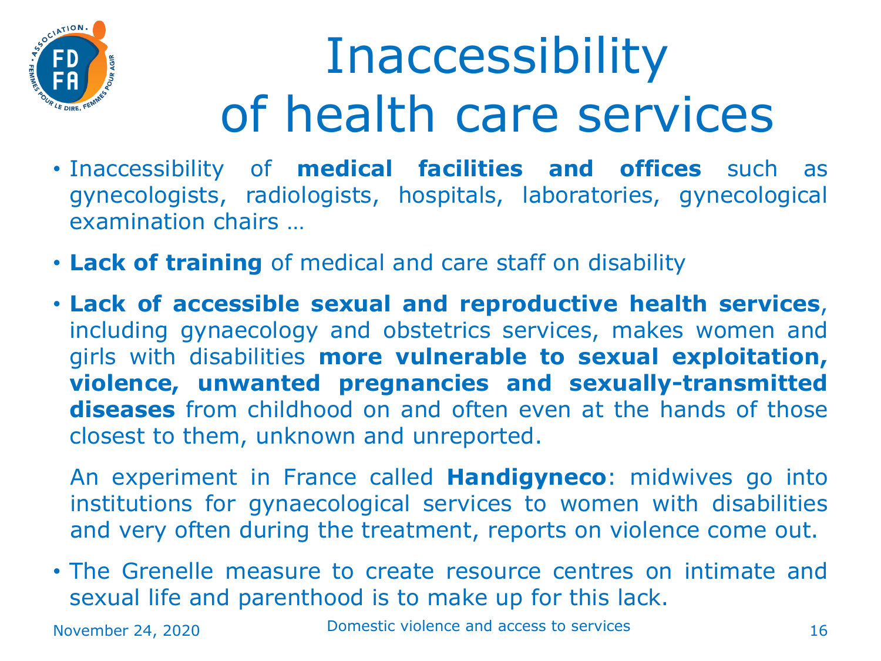# Inaccessibility of health care services

- Inaccessibility of **medical facilities and offices** such as gynecologists, radiologists, hospitals, laboratories, gynecological examination chairs …
- **Lack of training** of medical and care staff on disability
- **Lack of accessible sexual and reproductive health services**, including gynaecology and obstetrics services, makes women and girls with disabilities **more vulnerable to sexual exploitation, violence, unwanted pregnancies and sexually-transmitted diseases** from childhood on and often even at the hands of those closest to them, unknown and unreported.

  An experiment in France called **Handigyneco**: midwives go into institutions for gynaecological services to women with disabilities and very often during the treatment, reports on violence come out.
- The Grenelle measure to create resource centres on intimate and sexual life and parenthood is to make up for this lack.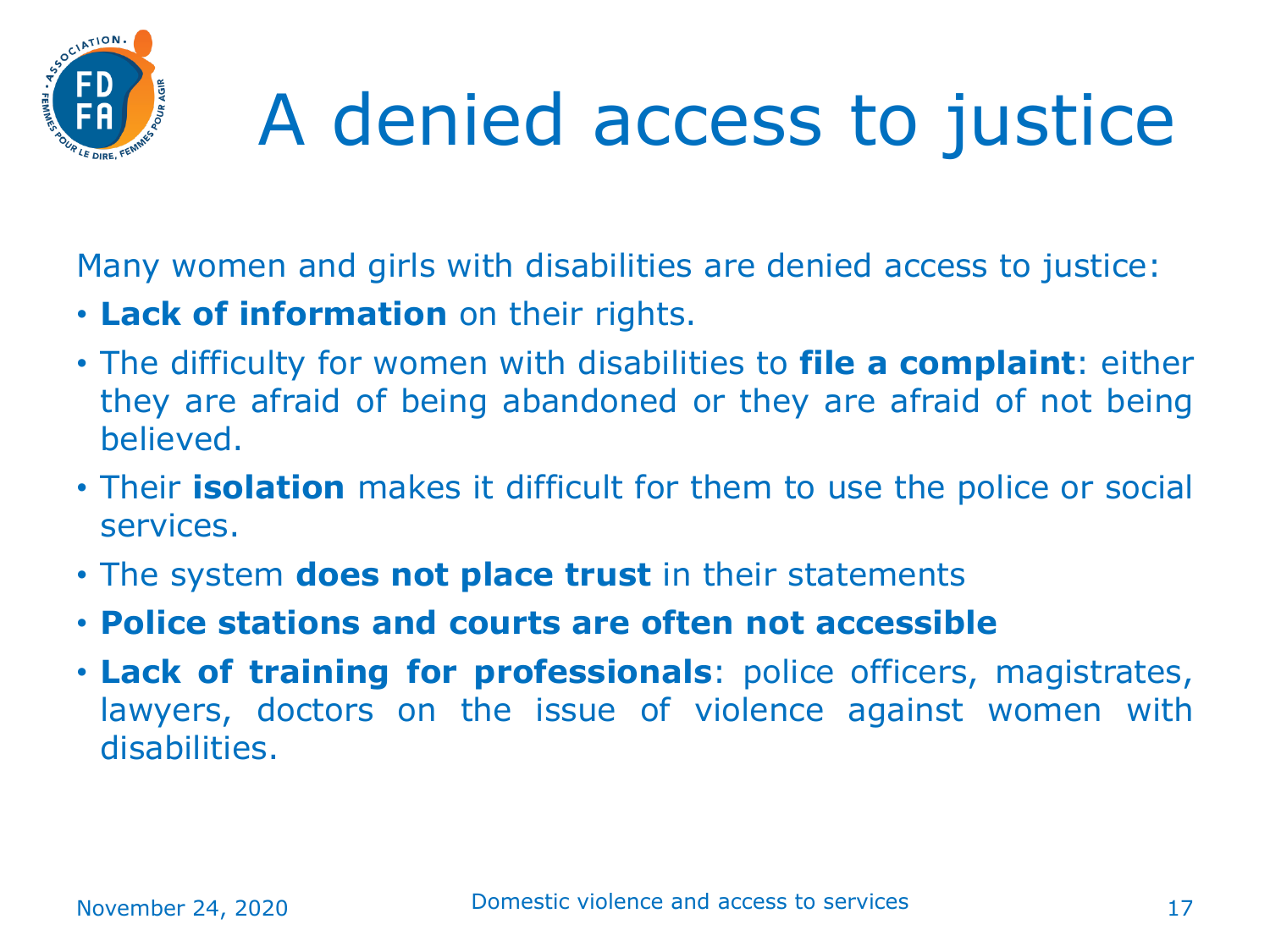# A denied access to justice

Many women and girls with disabilities are denied access to justice:

- **Lack of information** on their rights.
- The difficulty for women with disabilities to **file a complaint**: either they are afraid of being abandoned or they are afraid of not being believed.
- Their **isolation** makes it difficult for them to use the police or social services.
- The system **does not place trust** in their statements
- **Police stations and courts are often not accessible**
- **Lack of training for professionals**: police officers, magistrates, lawyers, doctors on the issue of violence against women with disabilities.